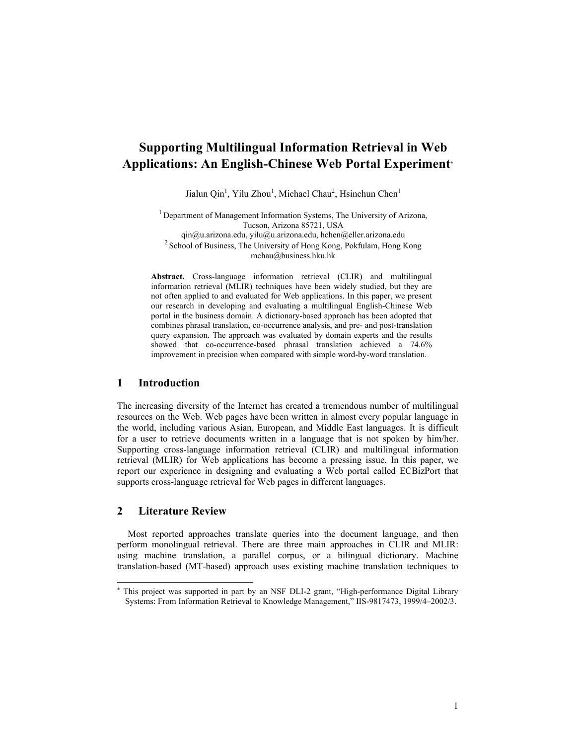# Supporting Multilingual Information Retrieval in Web Applications: An English-Chinese Web Portal Experiment*

Jialun Qin[1], Yilu Zhou[1], Michael Chau[2], Hsinchun Chen[1]

[1] Department of Management Information Systems, The University of Arizona, Tucson, Arizona 85721, USA
qin@u.arizona.edu, yilu@u.arizona.edu, hchen@eller.arizona.edu
[2] School of Business, The University of Hong Kong, Pokfulam, Hong Kong
mchau@business.hku.hk

**Abstract.** Cross-language information retrieval (CLIR) and multilingual information retrieval (MLIR) techniques have been widely studied, but they are not often applied to and evaluated for Web applications. In this paper, we present our research in developing and evaluating a multilingual English-Chinese Web portal in the business domain. A dictionary-based approach has been adopted that combines phrasal translation, co-occurrence analysis, and pre- and post-translation query expansion. The approach was evaluated by domain experts and the results showed that co-occurrence-based phrasal translation achieved a 74.6% improvement in precision when compared with simple word-by-word translation.

## 1 Introduction

The increasing diversity of the Internet has created a tremendous number of multilingual resources on the Web. Web pages have been written in almost every popular language in the world, including various Asian, European, and Middle East languages. It is difficult for a user to retrieve documents written in a language that is not spoken by him/her. Supporting cross-language information retrieval (CLIR) and multilingual information retrieval (MLIR) for Web applications has become a pressing issue. In this paper, we report our experience in designing and evaluating a Web portal called ECBizPort that supports cross-language retrieval for Web pages in different languages.

## 2 Literature Review

Most reported approaches translate queries into the document language, and then perform monolingual retrieval. There are three main approaches in CLIR and MLIR: using machine translation, a parallel corpus, or a bilingual dictionary. Machine translation-based (MT-based) approach uses existing machine translation techniques to

---

* This project was supported in part by an NSF DLI-2 grant, "High-performance Digital Library Systems: From Information Retrieval to Knowledge Management," IIS-9817473, 1999/4–2002/3.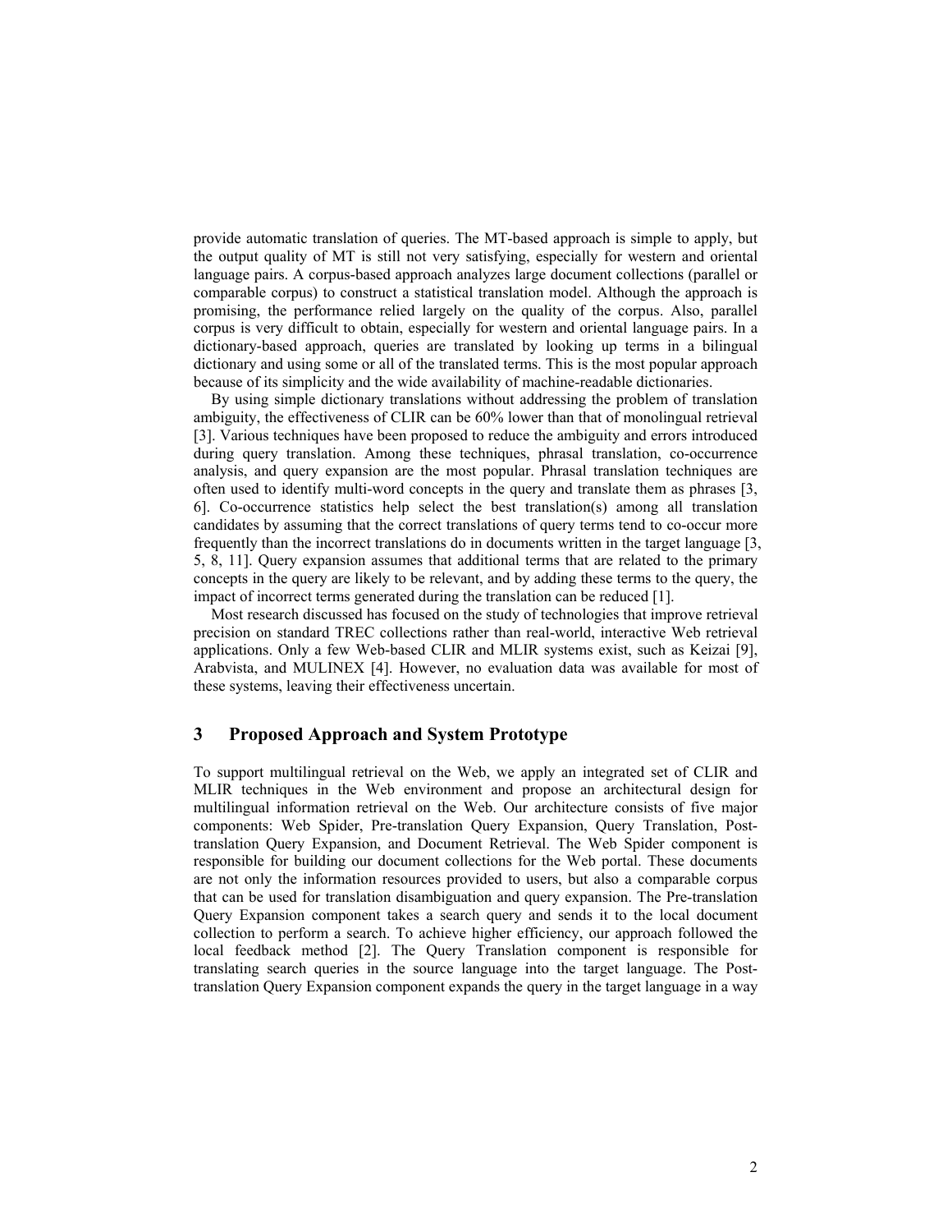provide automatic translation of queries. The MT-based approach is simple to apply, but the output quality of MT is still not very satisfying, especially for western and oriental language pairs. A corpus-based approach analyzes large document collections (parallel or comparable corpus) to construct a statistical translation model. Although the approach is promising, the performance relied largely on the quality of the corpus. Also, parallel corpus is very difficult to obtain, especially for western and oriental language pairs. In a dictionary-based approach, queries are translated by looking up terms in a bilingual dictionary and using some or all of the translated terms. This is the most popular approach because of its simplicity and the wide availability of machine-readable dictionaries.

By using simple dictionary translations without addressing the problem of translation ambiguity, the effectiveness of CLIR can be 60% lower than that of monolingual retrieval [3]. Various techniques have been proposed to reduce the ambiguity and errors introduced during query translation. Among these techniques, phrasal translation, co-occurrence analysis, and query expansion are the most popular. Phrasal translation techniques are often used to identify multi-word concepts in the query and translate them as phrases [3, 6]. Co-occurrence statistics help select the best translation(s) among all translation candidates by assuming that the correct translations of query terms tend to co-occur more frequently than the incorrect translations do in documents written in the target language [3, 5, 8, 11]. Query expansion assumes that additional terms that are related to the primary concepts in the query are likely to be relevant, and by adding these terms to the query, the impact of incorrect terms generated during the translation can be reduced [1].

Most research discussed has focused on the study of technologies that improve retrieval precision on standard TREC collections rather than real-world, interactive Web retrieval applications. Only a few Web-based CLIR and MLIR systems exist, such as Keizai [9], Arabvista, and MULINEX [4]. However, no evaluation data was available for most of these systems, leaving their effectiveness uncertain.

## 3 Proposed Approach and System Prototype

To support multilingual retrieval on the Web, we apply an integrated set of CLIR and MLIR techniques in the Web environment and propose an architectural design for multilingual information retrieval on the Web. Our architecture consists of five major components: Web Spider, Pre-translation Query Expansion, Query Translation, Post-translation Query Expansion, and Document Retrieval. The Web Spider component is responsible for building our document collections for the Web portal. These documents are not only the information resources provided to users, but also a comparable corpus that can be used for translation disambiguation and query expansion. The Pre-translation Query Expansion component takes a search query and sends it to the local document collection to perform a search. To achieve higher efficiency, our approach followed the local feedback method [2]. The Query Translation component is responsible for translating search queries in the source language into the target language. The Post-translation Query Expansion component expands the query in the target language in a way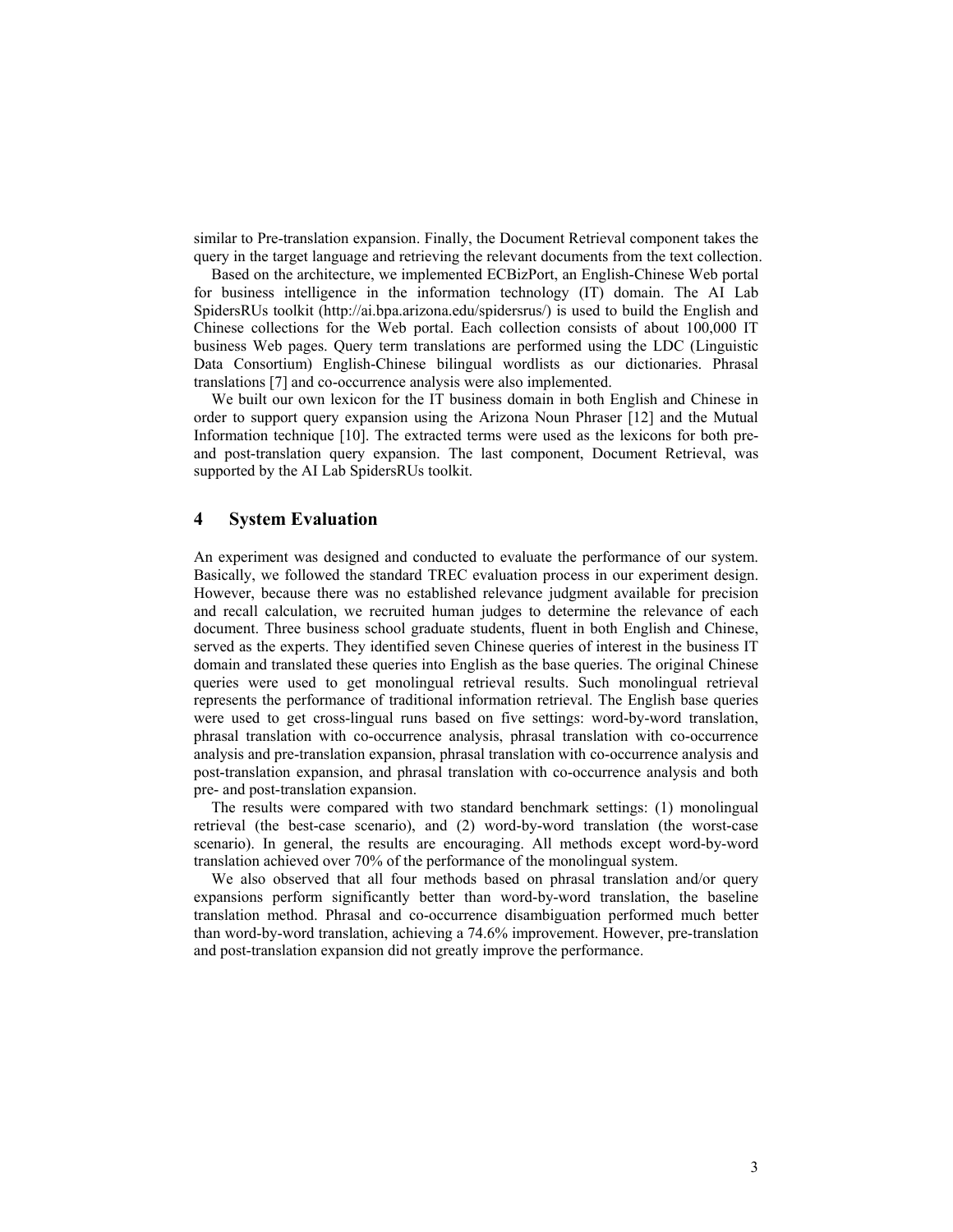similar to Pre-translation expansion. Finally, the Document Retrieval component takes the query in the target language and retrieving the relevant documents from the text collection.

Based on the architecture, we implemented ECBizPort, an English-Chinese Web portal for business intelligence in the information technology (IT) domain. The AI Lab SpidersRUs toolkit (http://ai.bpa.arizona.edu/spidersrus/) is used to build the English and Chinese collections for the Web portal. Each collection consists of about 100,000 IT business Web pages. Query term translations are performed using the LDC (Linguistic Data Consortium) English-Chinese bilingual wordlists as our dictionaries. Phrasal translations [7] and co-occurrence analysis were also implemented.

We built our own lexicon for the IT business domain in both English and Chinese in order to support query expansion using the Arizona Noun Phraser [12] and the Mutual Information technique [10]. The extracted terms were used as the lexicons for both pre- and post-translation query expansion. The last component, Document Retrieval, was supported by the AI Lab SpidersRUs toolkit.

## 4 System Evaluation

An experiment was designed and conducted to evaluate the performance of our system. Basically, we followed the standard TREC evaluation process in our experiment design. However, because there was no established relevance judgment available for precision and recall calculation, we recruited human judges to determine the relevance of each document. Three business school graduate students, fluent in both English and Chinese, served as the experts. They identified seven Chinese queries of interest in the business IT domain and translated these queries into English as the base queries. The original Chinese queries were used to get monolingual retrieval results. Such monolingual retrieval represents the performance of traditional information retrieval. The English base queries were used to get cross-lingual runs based on five settings: word-by-word translation, phrasal translation with co-occurrence analysis, phrasal translation with co-occurrence analysis and pre-translation expansion, phrasal translation with co-occurrence analysis and post-translation expansion, and phrasal translation with co-occurrence analysis and both pre- and post-translation expansion.

The results were compared with two standard benchmark settings: (1) monolingual retrieval (the best-case scenario), and (2) word-by-word translation (the worst-case scenario). In general, the results are encouraging. All methods except word-by-word translation achieved over 70% of the performance of the monolingual system.

We also observed that all four methods based on phrasal translation and/or query expansions perform significantly better than word-by-word translation, the baseline translation method. Phrasal and co-occurrence disambiguation performed much better than word-by-word translation, achieving a 74.6% improvement. However, pre-translation and post-translation expansion did not greatly improve the performance.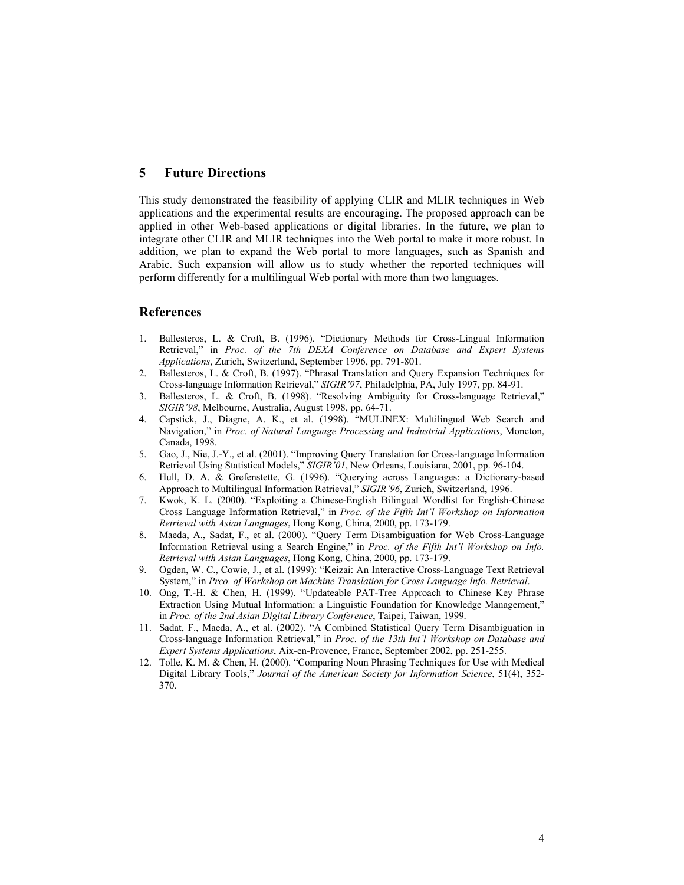## 5 Future Directions

This study demonstrated the feasibility of applying CLIR and MLIR techniques in Web applications and the experimental results are encouraging. The proposed approach can be applied in other Web-based applications or digital libraries. In the future, we plan to integrate other CLIR and MLIR techniques into the Web portal to make it more robust. In addition, we plan to expand the Web portal to more languages, such as Spanish and Arabic. Such expansion will allow us to study whether the reported techniques will perform differently for a multilingual Web portal with more than two languages.

## References

1. Ballesteros, L. & Croft, B. (1996). "Dictionary Methods for Cross-Lingual Information Retrieval," in *Proc. of the 7th DEXA Conference on Database and Expert Systems Applications*, Zurich, Switzerland, September 1996, pp. 791-801.
2. Ballesteros, L. & Croft, B. (1997). "Phrasal Translation and Query Expansion Techniques for Cross-language Information Retrieval," *SIGIR'97*, Philadelphia, PA, July 1997, pp. 84-91.
3. Ballesteros, L. & Croft, B. (1998). "Resolving Ambiguity for Cross-language Retrieval," *SIGIR'98*, Melbourne, Australia, August 1998, pp. 64-71.
4. Capstick, J., Diagne, A. K., et al. (1998). "MULINEX: Multilingual Web Search and Navigation," in *Proc. of Natural Language Processing and Industrial Applications*, Moncton, Canada, 1998.
5. Gao, J., Nie, J.-Y., et al. (2001). "Improving Query Translation for Cross-language Information Retrieval Using Statistical Models," *SIGIR'01*, New Orleans, Louisiana, 2001, pp. 96-104.
6. Hull, D. A. & Grefenstette, G. (1996). "Querying across Languages: a Dictionary-based Approach to Multilingual Information Retrieval," *SIGIR'96*, Zurich, Switzerland, 1996.
7. Kwok, K. L. (2000). "Exploiting a Chinese-English Bilingual Wordlist for English-Chinese Cross Language Information Retrieval," in *Proc. of the Fifth Int'l Workshop on Information Retrieval with Asian Languages*, Hong Kong, China, 2000, pp. 173-179.
8. Maeda, A., Sadat, F., et al. (2000). "Query Term Disambiguation for Web Cross-Language Information Retrieval using a Search Engine," in *Proc. of the Fifth Int'l Workshop on Info. Retrieval with Asian Languages*, Hong Kong, China, 2000, pp. 173-179.
9. Ogden, W. C., Cowie, J., et al. (1999): "Keizai: An Interactive Cross-Language Text Retrieval System," in *Prco. of Workshop on Machine Translation for Cross Language Info. Retrieval*.
10. Ong, T.-H. & Chen, H. (1999). "Updateable PAT-Tree Approach to Chinese Key Phrase Extraction Using Mutual Information: a Linguistic Foundation for Knowledge Management," in *Proc. of the 2nd Asian Digital Library Conference*, Taipei, Taiwan, 1999.
11. Sadat, F., Maeda, A., et al. (2002). "A Combined Statistical Query Term Disambiguation in Cross-language Information Retrieval," in *Proc. of the 13th Int'l Workshop on Database and Expert Systems Applications*, Aix-en-Provence, France, September 2002, pp. 251-255.
12. Tolle, K. M. & Chen, H. (2000). "Comparing Noun Phrasing Techniques for Use with Medical Digital Library Tools," *Journal of the American Society for Information Science*, 51(4), 352-370.